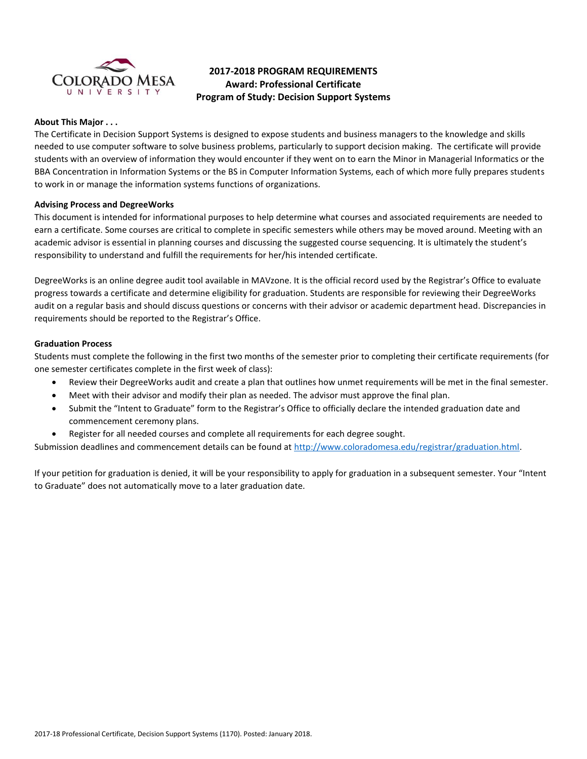# 2017-2018 PROGRAM REQUIREMENTS
## Award: Professional Certificate
## Program of Study: Decision Support Systems

**About This Major . . .**

The Certificate in Decision Support Systems is designed to expose students and business managers to the knowledge and skills needed to use computer software to solve business problems, particularly to support decision making. The certificate will provide students with an overview of information they would encounter if they went on to earn the Minor in Managerial Informatics or the BBA Concentration in Information Systems or the BS in Computer Information Systems, each of which more fully prepares students to work in or manage the information systems functions of organizations.

**Advising Process and DegreeWorks**

This document is intended for informational purposes to help determine what courses and associated requirements are needed to earn a certificate. Some courses are critical to complete in specific semesters while others may be moved around. Meeting with an academic advisor is essential in planning courses and discussing the suggested course sequencing. It is ultimately the student's responsibility to understand and fulfill the requirements for her/his intended certificate.

DegreeWorks is an online degree audit tool available in MAVzone. It is the official record used by the Registrar's Office to evaluate progress towards a certificate and determine eligibility for graduation. Students are responsible for reviewing their DegreeWorks audit on a regular basis and should discuss questions or concerns with their advisor or academic department head. Discrepancies in requirements should be reported to the Registrar's Office.

**Graduation Process**

Students must complete the following in the first two months of the semester prior to completing their certificate requirements (for one semester certificates complete in the first week of class):

- Review their DegreeWorks audit and create a plan that outlines how unmet requirements will be met in the final semester.
- Meet with their advisor and modify their plan as needed. The advisor must approve the final plan.
- Submit the "Intent to Graduate" form to the Registrar's Office to officially declare the intended graduation date and commencement ceremony plans.
- Register for all needed courses and complete all requirements for each degree sought.

Submission deadlines and commencement details can be found at http://www.coloradomesa.edu/registrar/graduation.html.

If your petition for graduation is denied, it will be your responsibility to apply for graduation in a subsequent semester. Your "Intent to Graduate" does not automatically move to a later graduation date.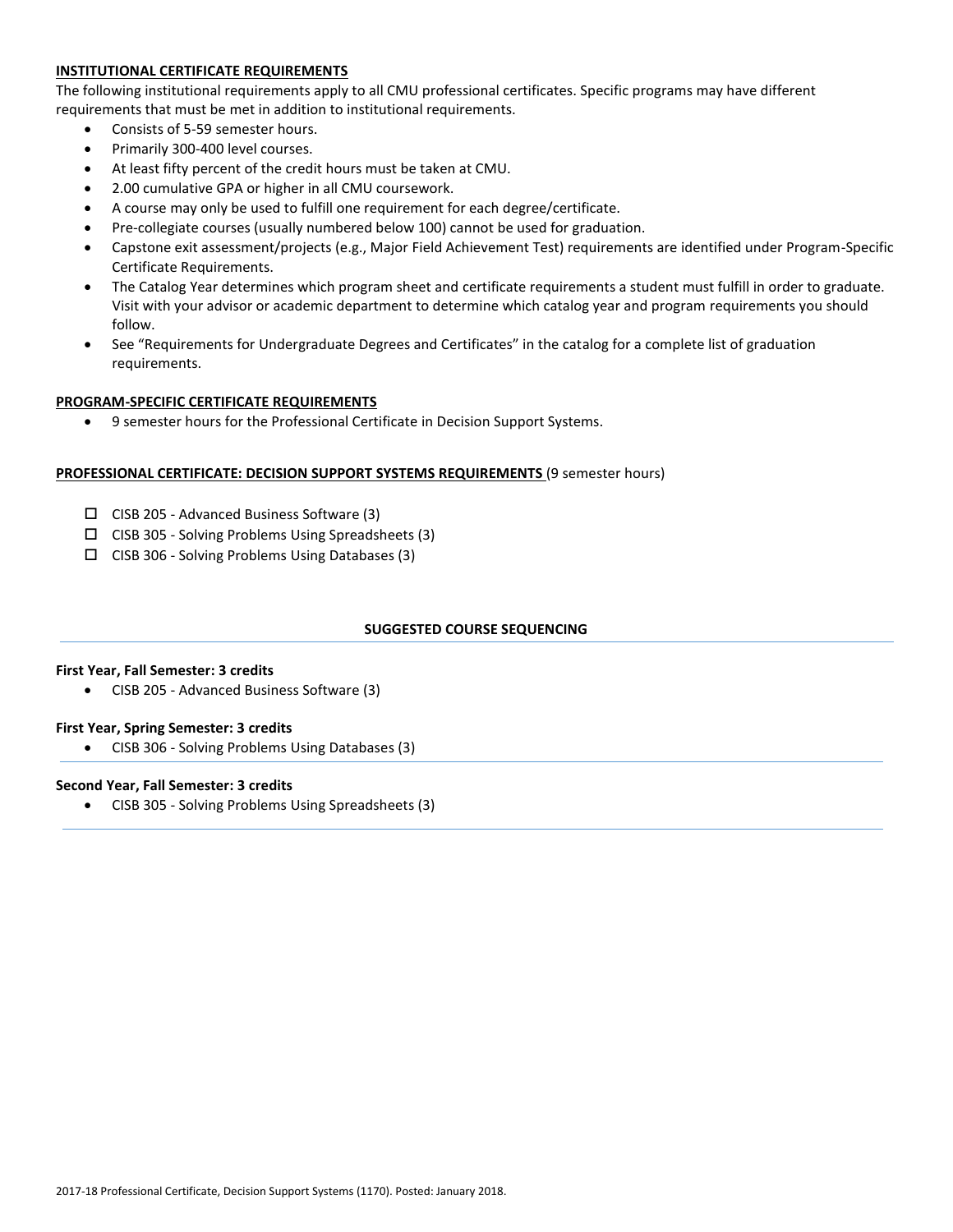**INSTITUTIONAL CERTIFICATE REQUIREMENTS**

The following institutional requirements apply to all CMU professional certificates. Specific programs may have different requirements that must be met in addition to institutional requirements.

- Consists of 5-59 semester hours.
- Primarily 300-400 level courses.
- At least fifty percent of the credit hours must be taken at CMU.
- 2.00 cumulative GPA or higher in all CMU coursework.
- A course may only be used to fulfill one requirement for each degree/certificate.
- Pre-collegiate courses (usually numbered below 100) cannot be used for graduation.
- Capstone exit assessment/projects (e.g., Major Field Achievement Test) requirements are identified under Program-Specific Certificate Requirements.
- The Catalog Year determines which program sheet and certificate requirements a student must fulfill in order to graduate. Visit with your advisor or academic department to determine which catalog year and program requirements you should follow.
- See "Requirements for Undergraduate Degrees and Certificates" in the catalog for a complete list of graduation requirements.

**PROGRAM-SPECIFIC CERTIFICATE REQUIREMENTS**

- 9 semester hours for the Professional Certificate in Decision Support Systems.

**PROFESSIONAL CERTIFICATE: DECISION SUPPORT SYSTEMS REQUIREMENTS** (9 semester hours)

- ☐ CISB 205 - Advanced Business Software (3)
- ☐ CISB 305 - Solving Problems Using Spreadsheets (3)
- ☐ CISB 306 - Solving Problems Using Databases (3)

**SUGGESTED COURSE SEQUENCING**

**First Year, Fall Semester: 3 credits**

- CISB 205 - Advanced Business Software (3)

**First Year, Spring Semester: 3 credits**

- CISB 306 - Solving Problems Using Databases (3)

**Second Year, Fall Semester: 3 credits**

- CISB 305 - Solving Problems Using Spreadsheets (3)